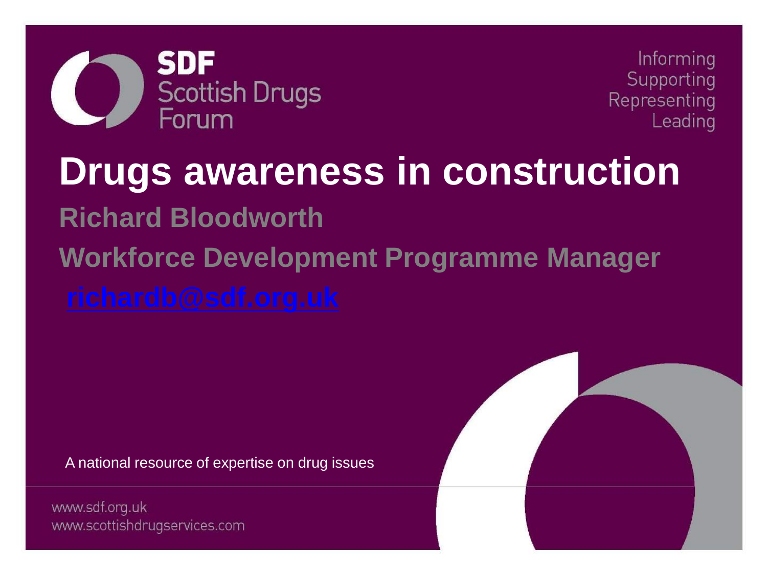SDF
Scottish Drugs Forum

Informing
Supporting
Representing
Leading

# Drugs awareness in construction

**Richard Bloodworth**

**Workforce Development Programme Manager**

**richardb@sdf.org.uk**

A national resource of expertise on drug issues

www.sdf.org.uk
www.scottishdrugservices.com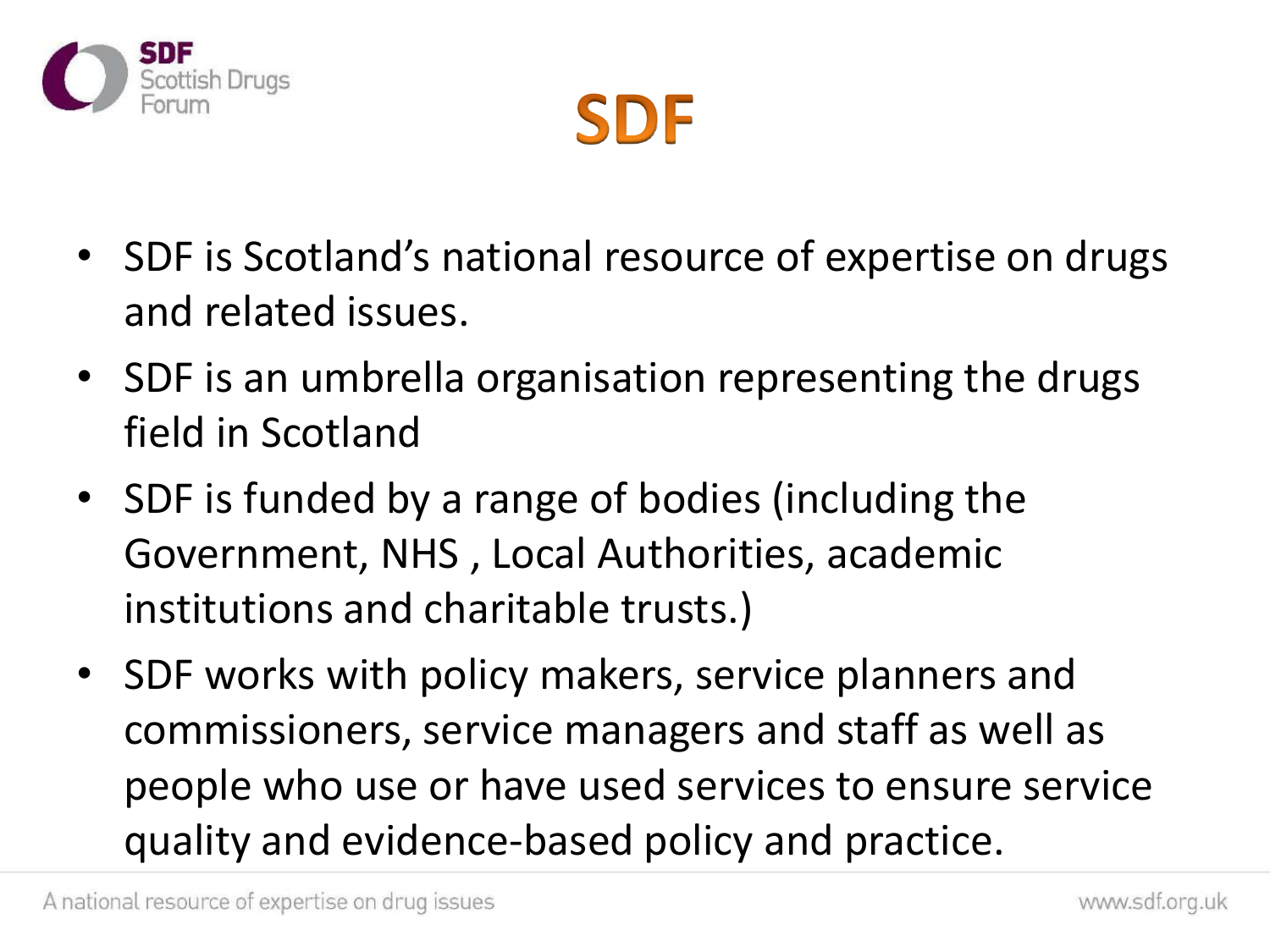# SDF

- SDF is Scotland's national resource of expertise on drugs and related issues.
- SDF is an umbrella organisation representing the drugs field in Scotland
- SDF is funded by a range of bodies (including the Government, NHS , Local Authorities, academic institutions and charitable trusts.)
- SDF works with policy makers, service planners and commissioners, service managers and staff as well as people who use or have used services to ensure service quality and evidence-based policy and practice.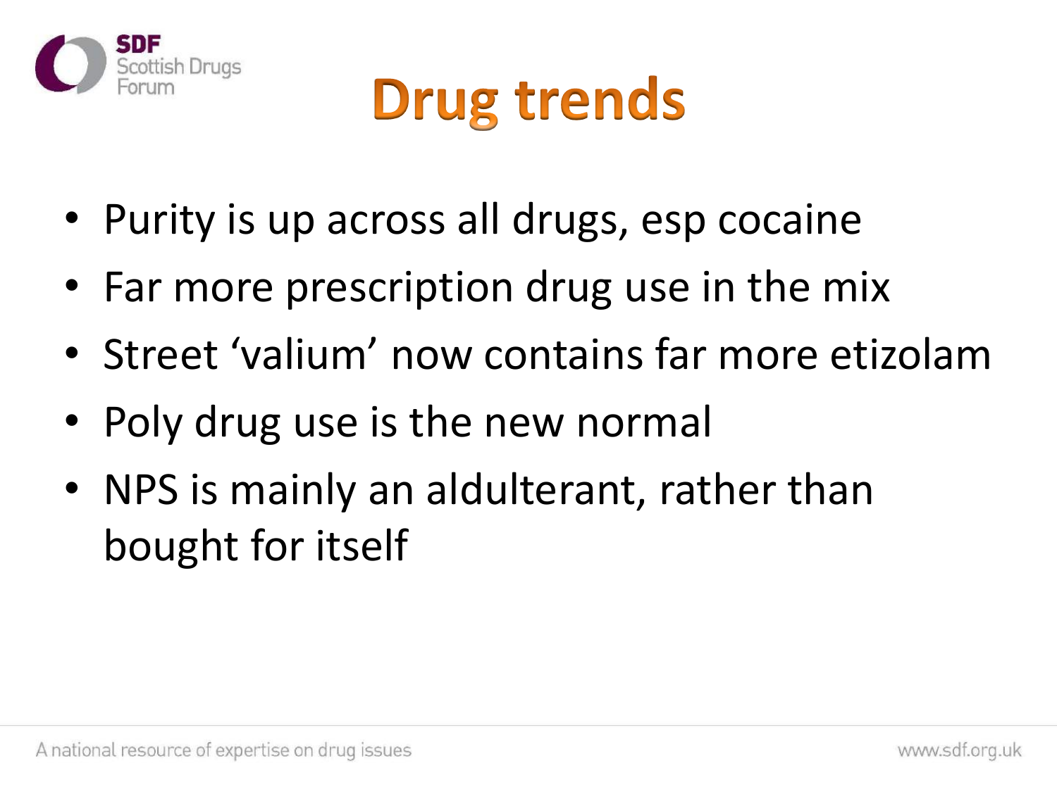# Drug trends

- Purity is up across all drugs, esp cocaine
- Far more prescription drug use in the mix
- Street 'valium' now contains far more etizolam
- Poly drug use is the new normal
- NPS is mainly an aldulterant, rather than bought for itself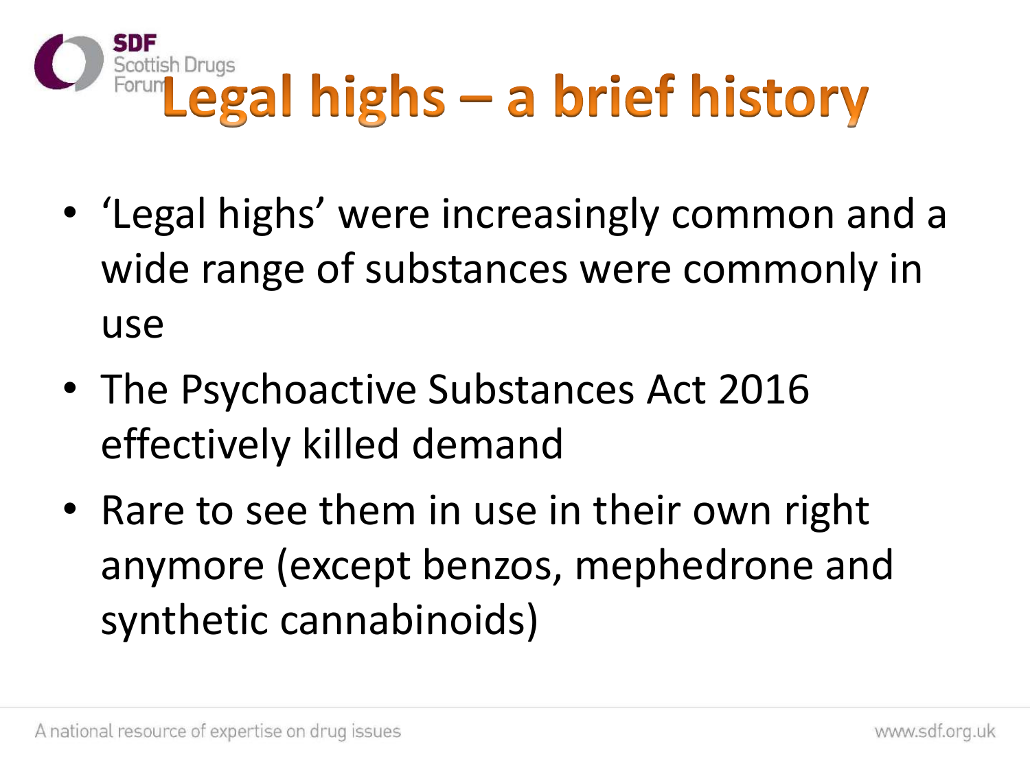# Legal highs – a brief history

- 'Legal highs' were increasingly common and a wide range of substances were commonly in use
- The Psychoactive Substances Act 2016 effectively killed demand
- Rare to see them in use in their own right anymore (except benzos, mephedrone and synthetic cannabinoids)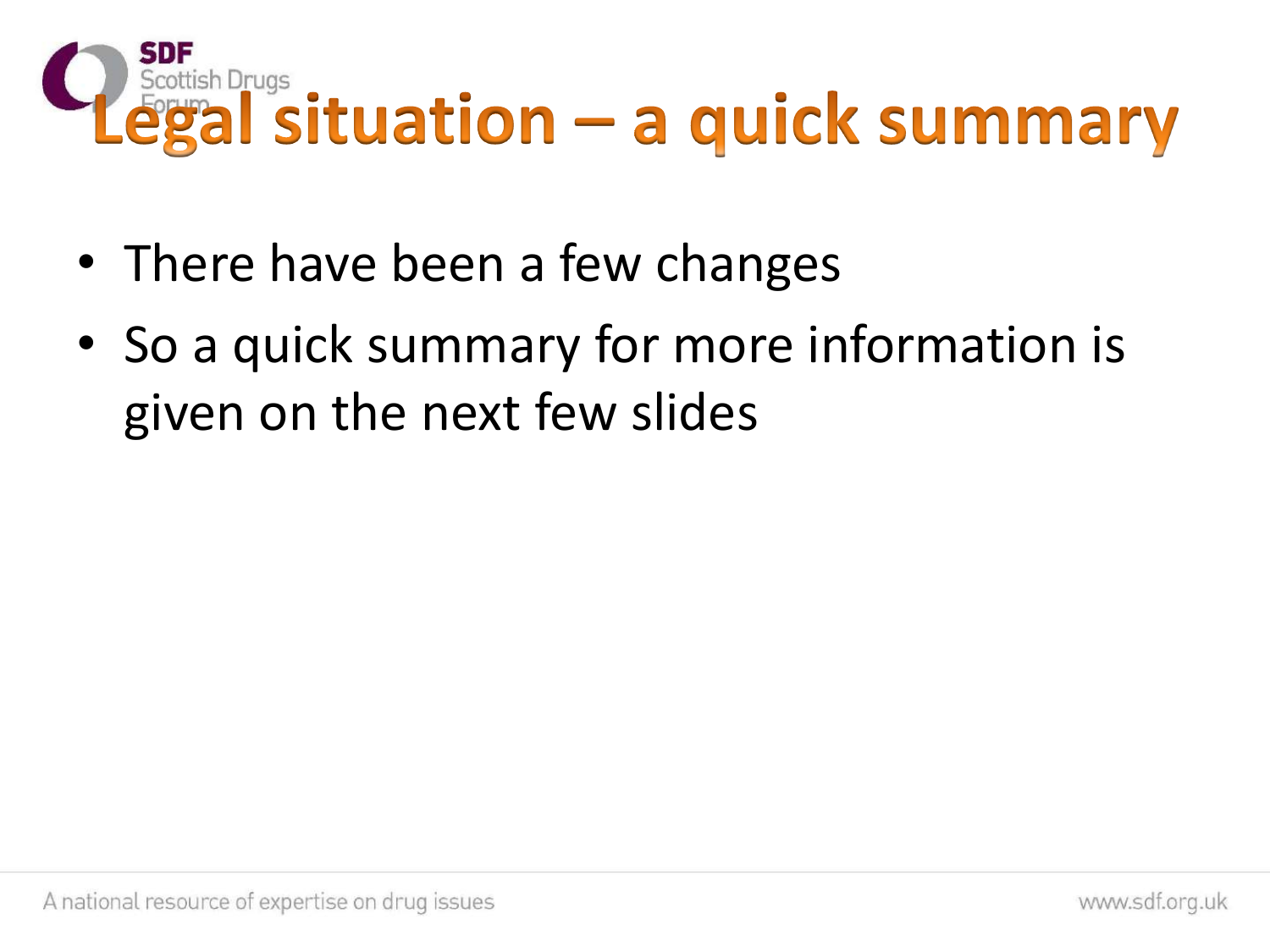# Legal situation – a quick summary

- There have been a few changes
- So a quick summary for more information is given on the next few slides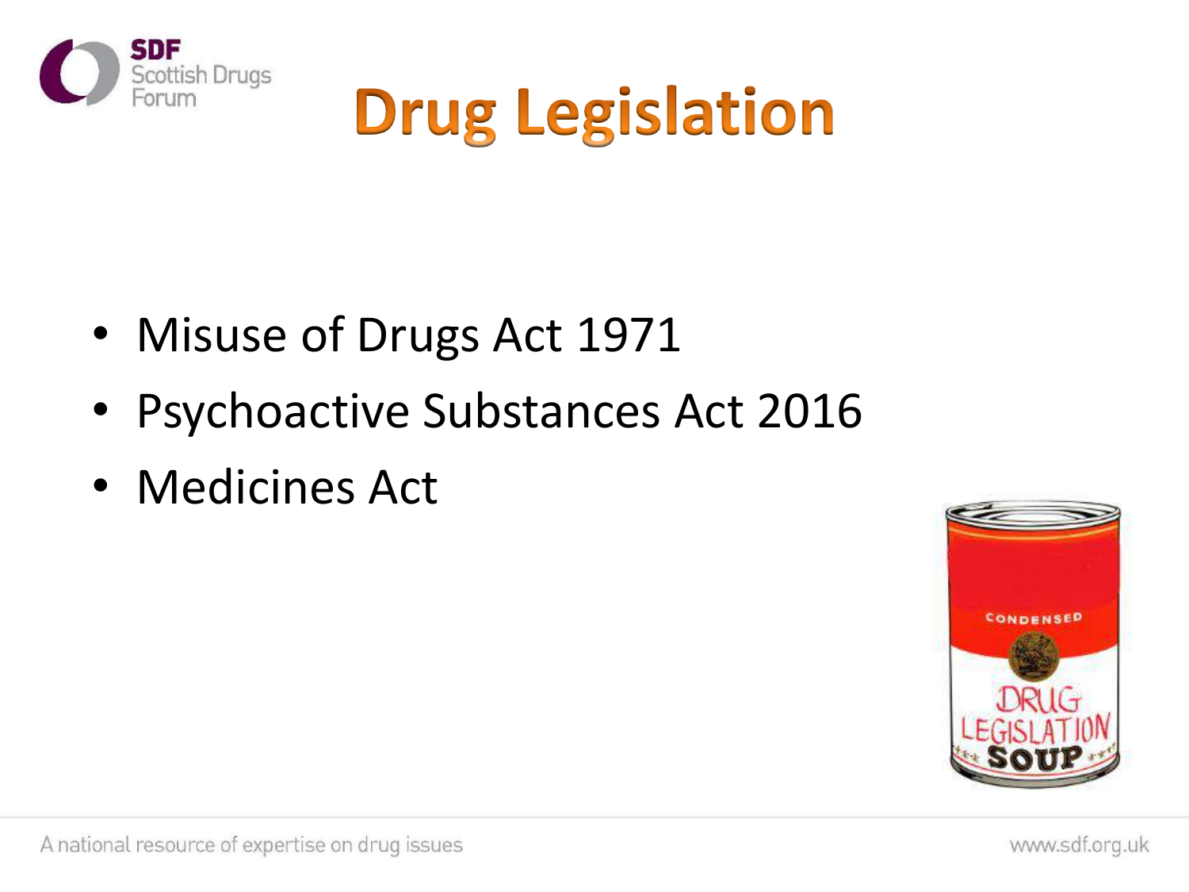# Drug Legislation

- Misuse of Drugs Act 1971
- Psychoactive Substances Act 2016
- Medicines Act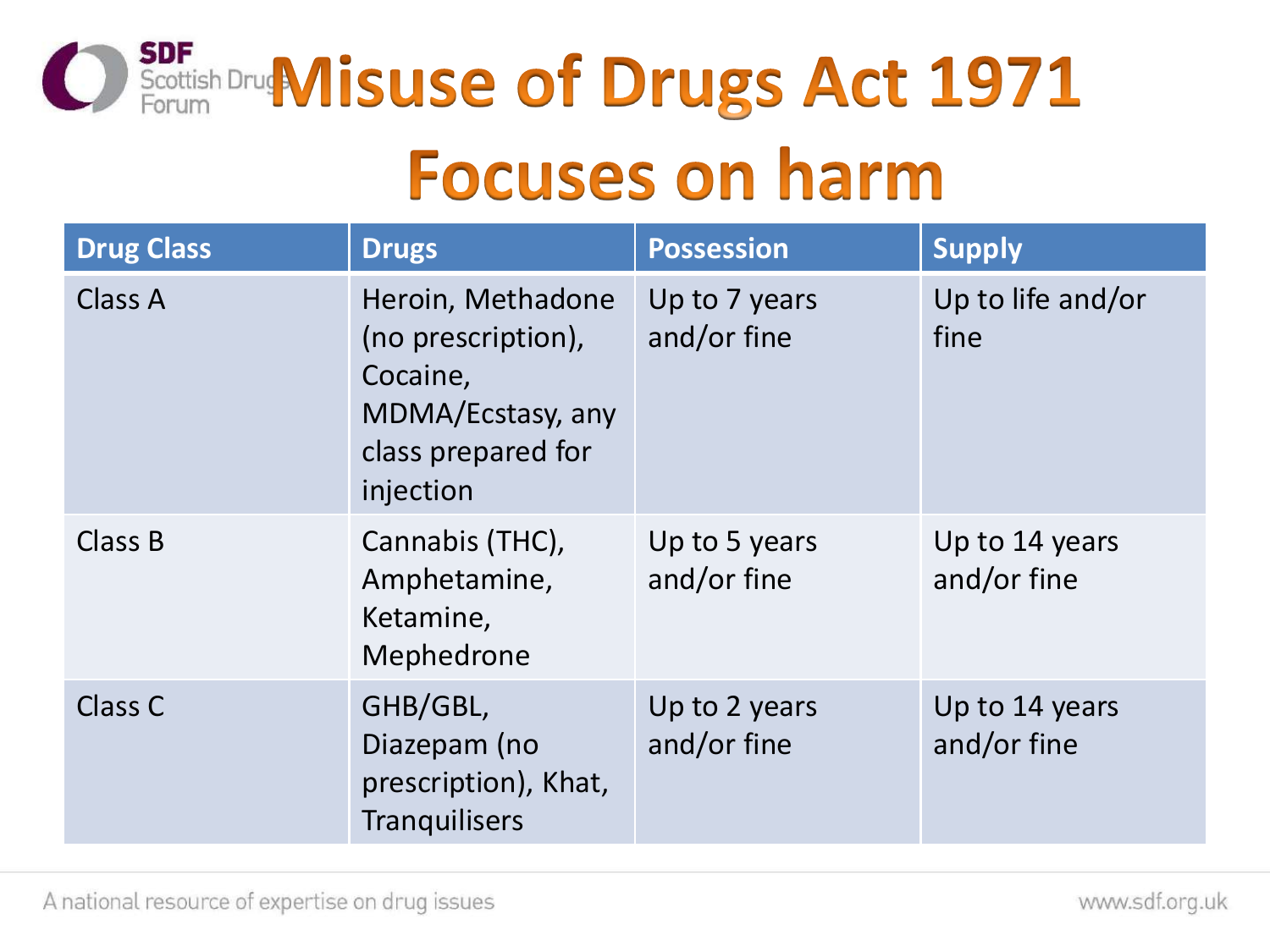# Misuse of Drugs Act 1971

## Focuses on harm

| Drug Class | Drugs | Possession | Supply |
|---|---|---|---|
| Class A | Heroin, Methadone (no prescription), Cocaine, MDMA/Ecstasy, any class prepared for injection | Up to 7 years and/or fine | Up to life and/or fine |
| Class B | Cannabis (THC), Amphetamine, Ketamine, Mephedrone | Up to 5 years and/or fine | Up to 14 years and/or fine |
| Class C | GHB/GBL, Diazepam (no prescription), Khat, Tranquilisers | Up to 2 years and/or fine | Up to 14 years and/or fine |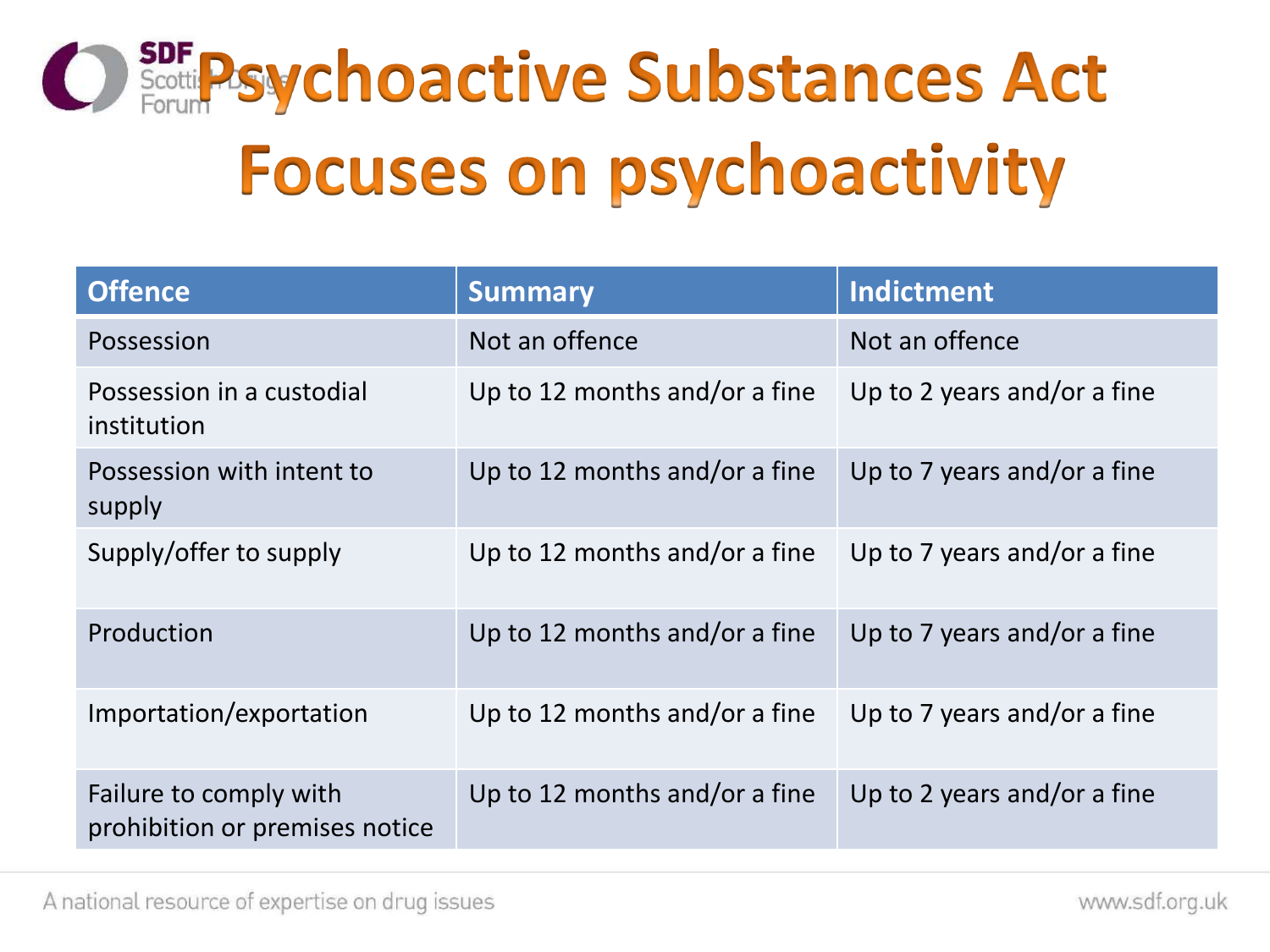# Psychoactive Substances Act

## Focuses on psychoactivity

| Offence | Summary | Indictment |
|---|---|---|
| Possession | Not an offence | Not an offence |
| Possession in a custodial institution | Up to 12 months and/or a fine | Up to 2 years and/or a fine |
| Possession with intent to supply | Up to 12 months and/or a fine | Up to 7 years and/or a fine |
| Supply/offer to supply | Up to 12 months and/or a fine | Up to 7 years and/or a fine |
| Production | Up to 12 months and/or a fine | Up to 7 years and/or a fine |
| Importation/exportation | Up to 12 months and/or a fine | Up to 7 years and/or a fine |
| Failure to comply with prohibition or premises notice | Up to 12 months and/or a fine | Up to 2 years and/or a fine |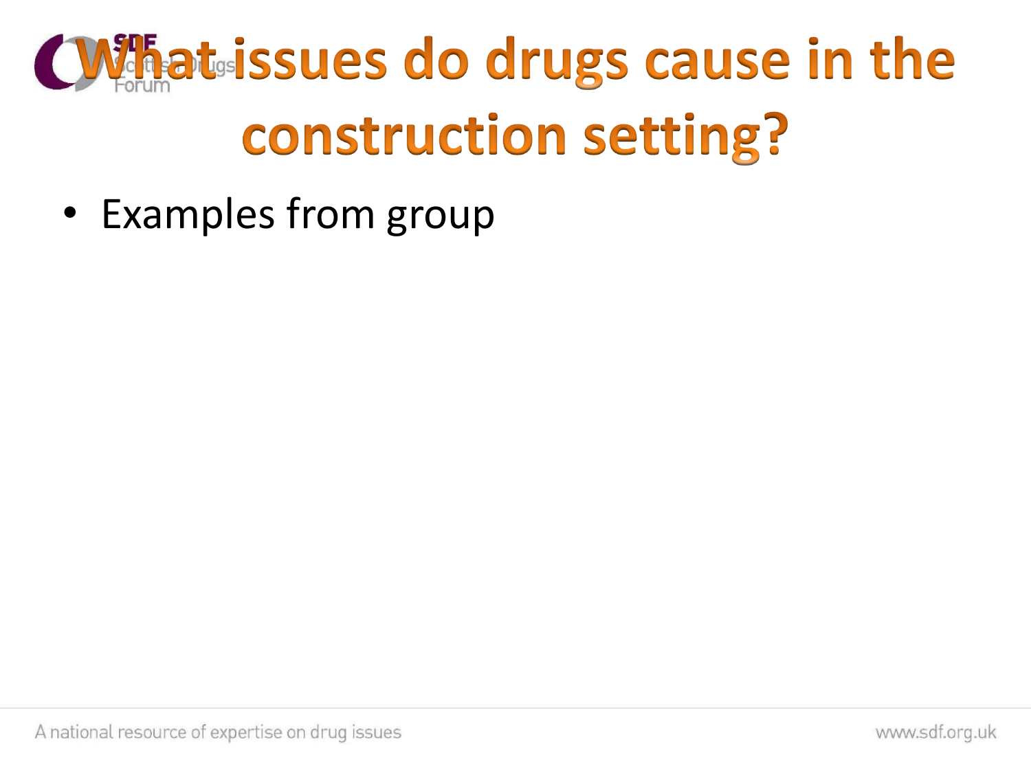# What issues do drugs cause in the construction setting?

- Examples from group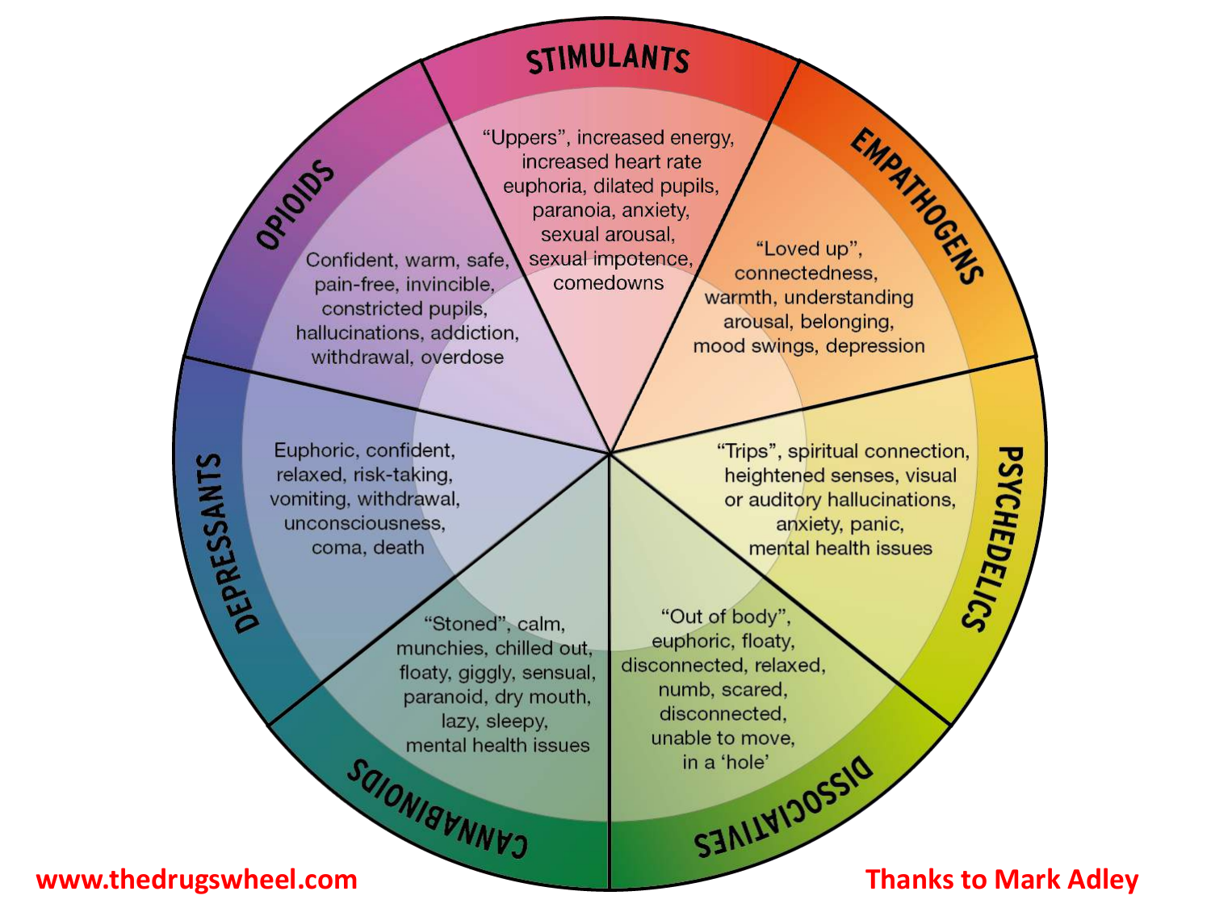## STIMULANTS

"Uppers", increased energy, increased heart rate euphoria, dilated pupils, paranoia, anxiety, sexual arousal, sexual impotence, comedowns

## EMPATHOGENS

"Loved up", connectedness, warmth, understanding arousal, belonging, mood swings, depression

## PSYCHEDELICS

"Trips", spiritual connection, heightened senses, visual or auditory hallucinations, anxiety, panic, mental health issues

## DISSOCIATIVES

"Out of body", euphoric, floaty, disconnected, relaxed, numb, scared, disconnected, unable to move, in a 'hole'

## CANNABINOIDS

"Stoned", calm, munchies, chilled out, floaty, giggly, sensual, paranoid, dry mouth, lazy, sleepy, mental health issues

## DEPRESSANTS

Euphoric, confident, relaxed, risk-taking, vomiting, withdrawal, unconsciousness, coma, death

## OPIOIDS

Confident, warm, safe, pain-free, invincible, constricted pupils, hallucinations, addiction, withdrawal, overdose

www.thedrugswheel.com

Thanks to Mark Adley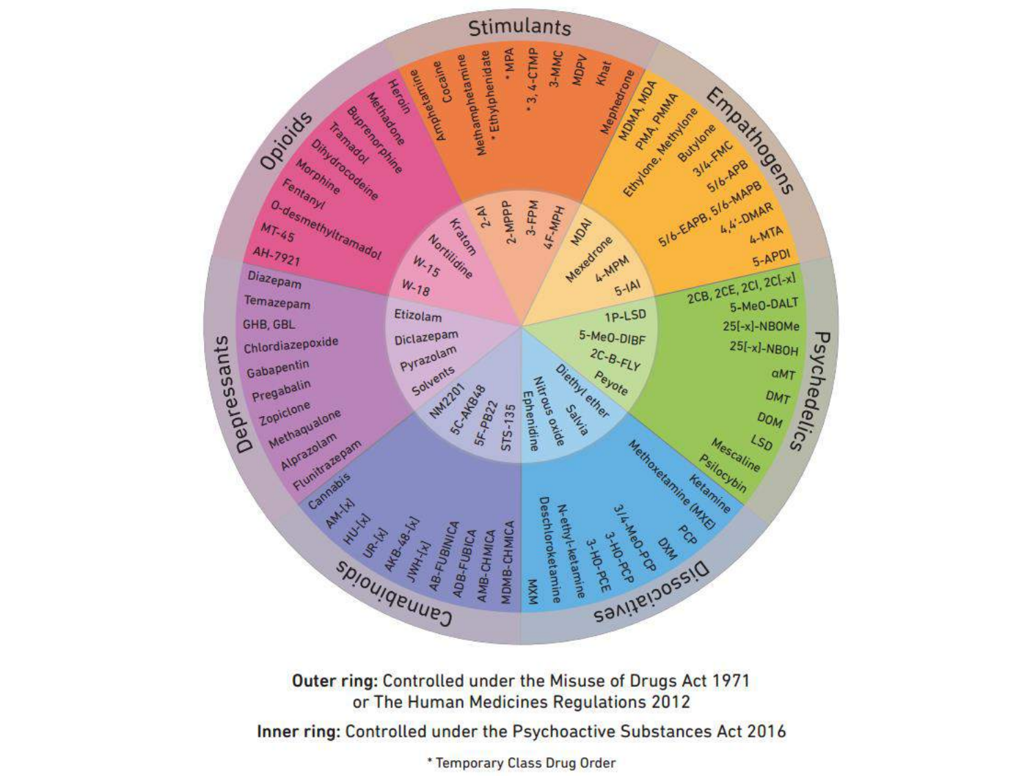## Stimulants

**Outer ring:** Amphetamine, Cocaine, Methamphetamine, * Ethylphenidate, * MPA, * 3, 4-CTMP, 3-MMC, MDPV, Khat, Mephedrone

**Inner ring:** 2-AI, 2-MPPP, 3-FPM, 4F-MPH

## Empathogens

**Outer ring:** MDMA, MDA, PMA, PMMA, Ethylone, Methylone, Butylone, 3/4-FMC, 5/6-APB, 5/6-EAPB, 5/6-MAPB, 4,4'-DMAR, 4-MTA, 5-APDI

**Inner ring:** MDAI, Mexedrone, 4-MPM, 5-IAI

## Psychedelics

**Outer ring:** 2CB, 2CE, 2CI, 2C[-x], 5-MeO-DALT, 25[-x]-NBOMe, 25[-x]-NBOH, αMT, DMT, DOM, LSD, Mescaline, Psilocybin

**Inner ring:** 1P-LSD, 5-MeO-DIBF, 2C-B-FLY, Peyote

## Dissociatives

**Outer ring:** Ketamine, Methoxetamine (MXE), PCP, DXM, 3/4-MeO-PCP, 3-HO-PCP, 3-HO-PCE, N-ethyl-ketamine, Deschloroketamine, MXM

**Inner ring:** Diethyl ether, Salvia, Nitrous oxide, Ephenidine

## Cannabinoids

**Outer ring:** Cannabis, AM-[x], HU-[x], UR-[x], AKB-48-[x], JWH-[x], AB-FUBINICA, ADB-FUBICA, AMB-CHMICA, MDMB-CHMICA

**Inner ring:** NM2201, 5C-AKB48, 5F-PB22, STS-135

## Depressants

**Outer ring:** Diazepam, Temazepam, GHB, GBL, Chlordiazepoxide, Gabapentin, Pregabalin, Zopiclone, Methaqualone, Alprazolam, Flunitrazepam

**Inner ring:** Etizolam, Diclazepam, Pyrazolam, Solvents

## Opioids

**Outer ring:** Heroin, Methadone, Buprenorphine, Tramadol, Dihydrocodeine, Morphine, Fentanyl, O-desmethyltramadol, MT-45, AH-7921

**Inner ring:** Kratom, Nortilidine, W-15, W-18

**Outer ring:** Controlled under the Misuse of Drugs Act 1971 or The Human Medicines Regulations 2012

**Inner ring:** Controlled under the Psychoactive Substances Act 2016

* Temporary Class Drug Order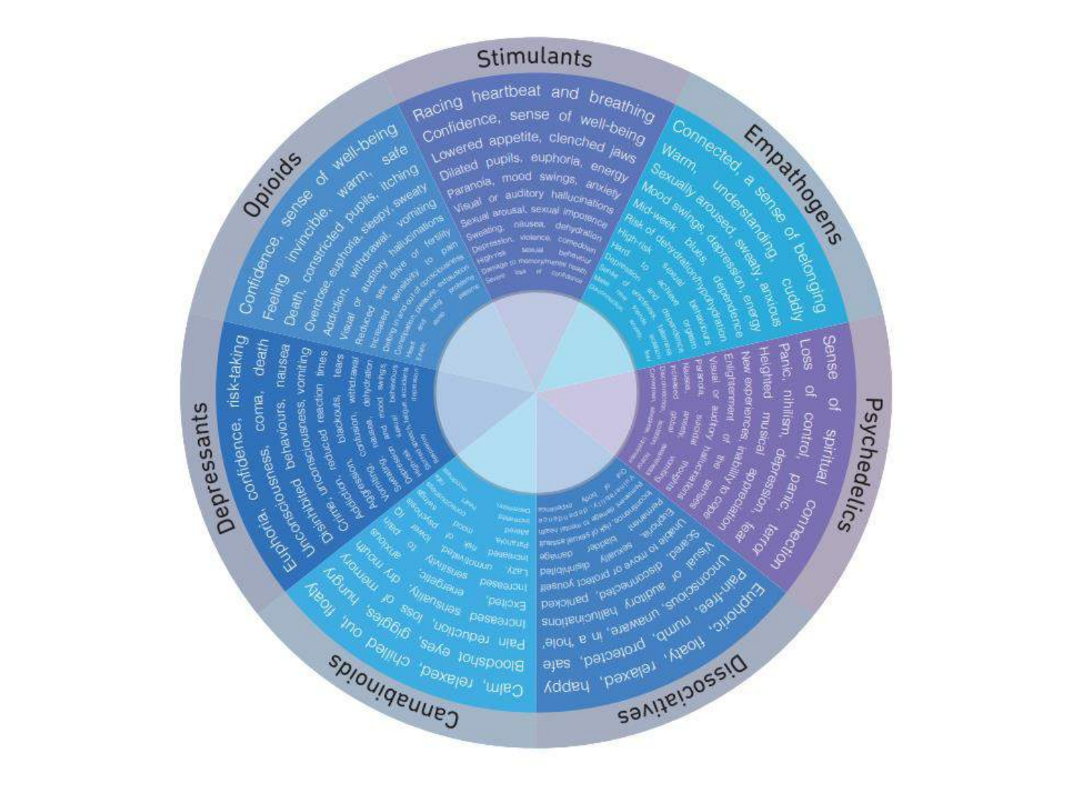## Stimulants

- Racing heartbeat and breathing
- Confidence, sense of well-being
- Lowered appetite, clenched jaws
- Dilated pupils, euphoria, energy
- Paranoia, mood swings, anxiety
- Visual or auditory hallucinations
- Sexual arousal, sexual impotence
- Sweating, nausea, dehydration
- Depression, violence, comedown
- High-risk sexual behaviour
- Damage to memory/mental health
- Severe loss of confidence

## Empathogens

- Connected, a sense of belonging
- Warm, understanding, cuddly
- Sexually aroused, sweaty, anxious
- Mood swings, depression, energy
- Mid-week blues, dependence
- Risk of dehydration/hyponatraemia
- High-risk sexual behaviours
- Hard to achieve orgasm
- Depression and dependence

## Psychedelics

- Sense of spiritual connection
- Loss of control, panic, terror
- Panic, nihilism, depression, fear
- Heightened musical appreciation
- New experiences, inability to cope
- Enlightenment of the senses
- Visual or auditory hallucinations
- Paranoia, suicidal thoughts
- Nausea, anxiety, vomiting

## Dissociatives

- Euphoric, floaty, relaxed, happy
- Pain-free, numb, protected, safe
- Unconscious, unaware, in a 'hole'
- Visual or auditory hallucinations
- Scared, disconnected, panicked
- Unable to move or protect yourself
- Euphoric, sexually disinhibited
- Permanent bladder damage
- Incontinence, risk of sexual assault
- Permanent damage to mental health

## Cannabinoids

- Calm, relaxed, chilled out, floaty
- Bloodshot eyes, giggles, hungry
- Pain reduction, loss of memory
- Increased sensuality, dry mouth
- Excited, energetic, anxious
- Increased sensitivity to pain
- Lazy, unmotivated, lower IQ
- Increased risk of psychosis
- Paranoia, altered mood

## Depressants

- Euphoria, confidence, risk-taking
- Unconsciousness, coma, death
- Disinhibited behaviours, nausea, vomiting
- Unconsciousness, reduced reaction times
- Crime, blackouts, tears
- Addiction, confusion, withdrawal
- Aggression, nausea, dehydration
- Vomiting, mood swings

## Opioids

- Confidence, sense of well-being
- Feeling invincible, warm, safe
- Death, constricted pupils, itching
- Overdose, euphoria, sleepy, sweaty
- Addiction, withdrawal, vomiting
- Visual or auditory hallucinations
- Reduced sex drive or fertility
- Increased sensitivity to pain
- Drifting in and out of consciousness
- Constipation, pressure, exhaustion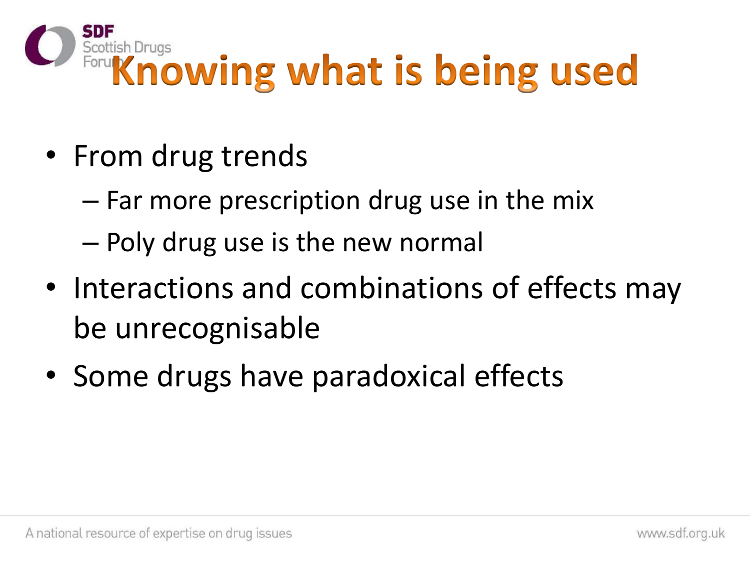# Knowing what is being used

- From drug trends
  - Far more prescription drug use in the mix
  - Poly drug use is the new normal
- Interactions and combinations of effects may be unrecognisable
- Some drugs have paradoxical effects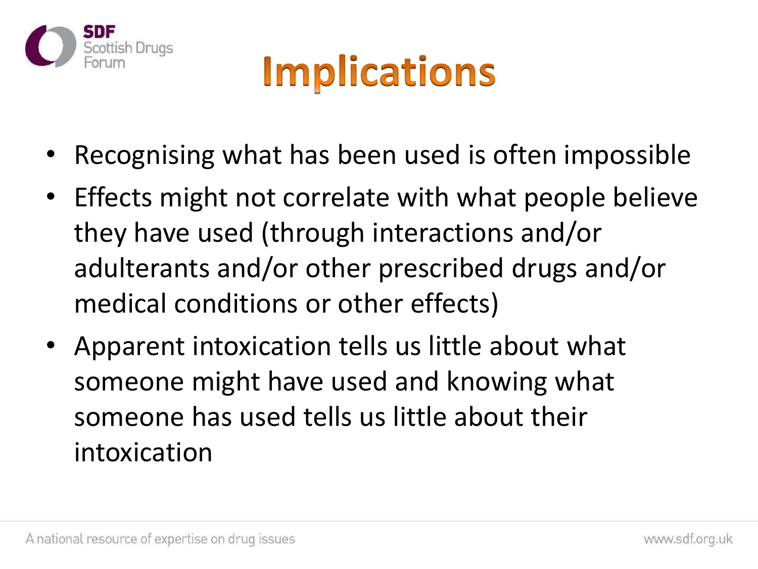# Implications

- Recognising what has been used is often impossible
- Effects might not correlate with what people believe they have used (through interactions and/or adulterants and/or other prescribed drugs and/or medical conditions or other effects)
- Apparent intoxication tells us little about what someone might have used and knowing what someone has used tells us little about their intoxication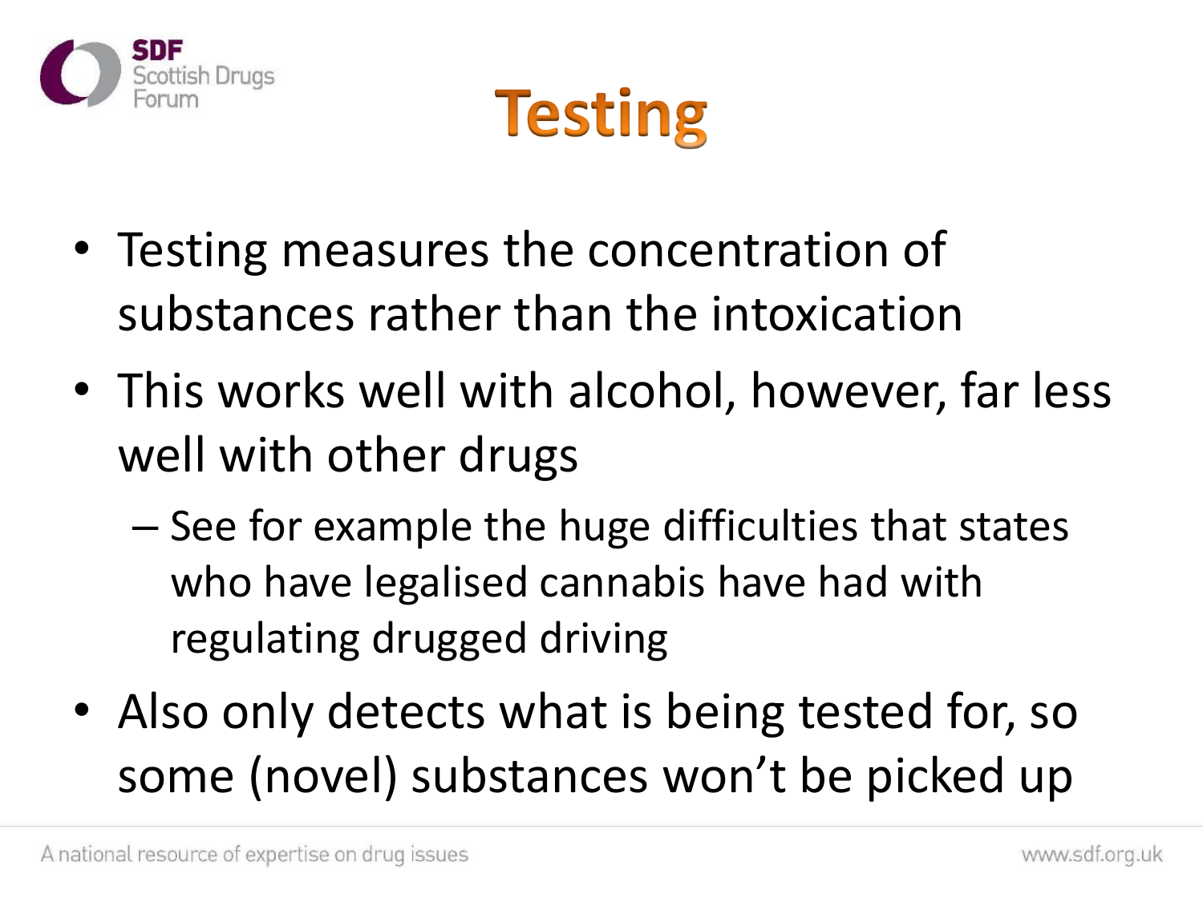# Testing

- Testing measures the concentration of substances rather than the intoxication
- This works well with alcohol, however, far less well with other drugs
  - See for example the huge difficulties that states who have legalised cannabis have had with regulating drugged driving
- Also only detects what is being tested for, so some (novel) substances won't be picked up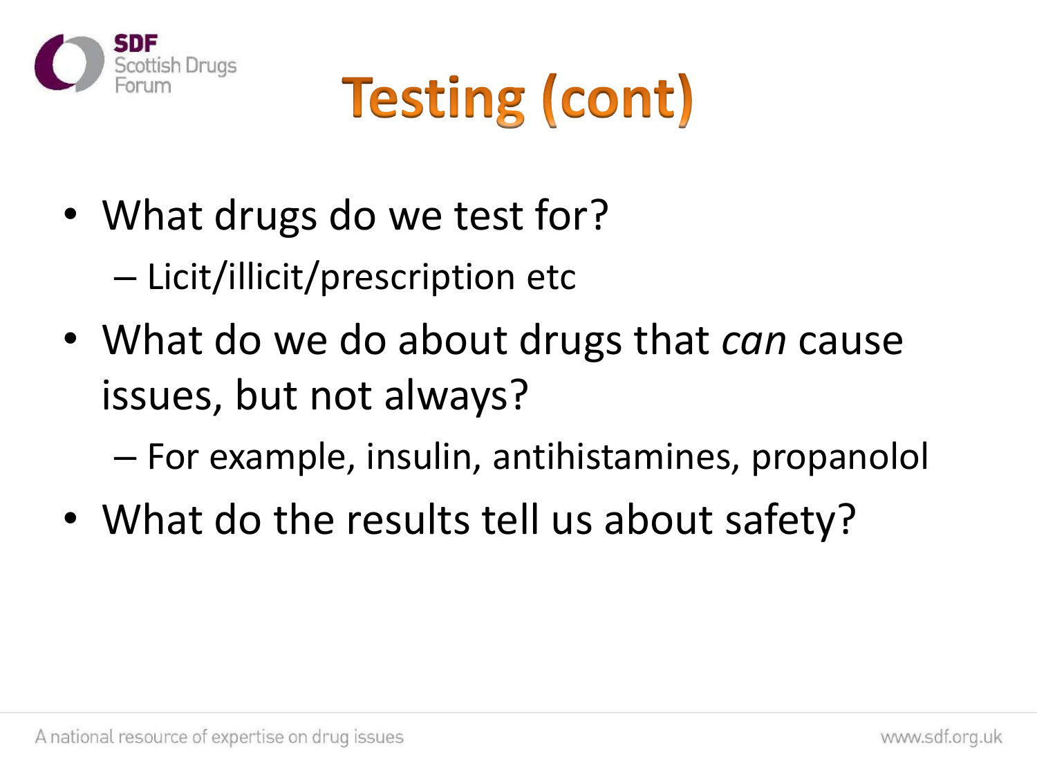# Testing (cont)

- What drugs do we test for?
  - Licit/illicit/prescription etc
- What do we do about drugs that *can* cause issues, but not always?
  - For example, insulin, antihistamines, propanolol
- What do the results tell us about safety?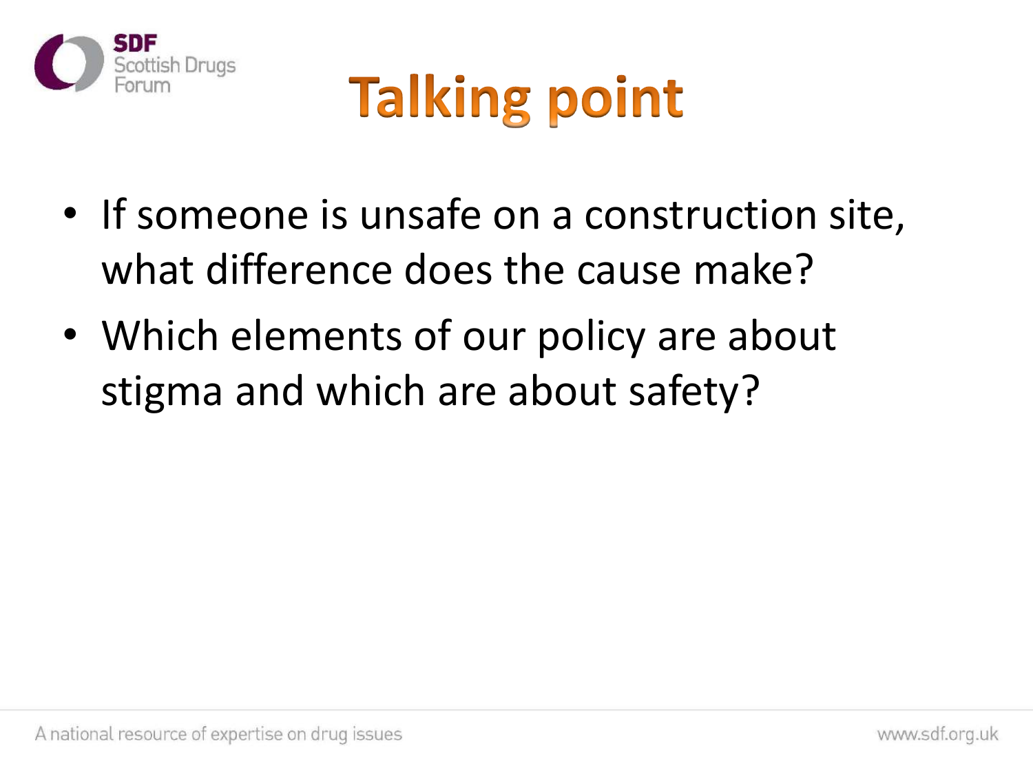# Talking point

- If someone is unsafe on a construction site, what difference does the cause make?
- Which elements of our policy are about stigma and which are about safety?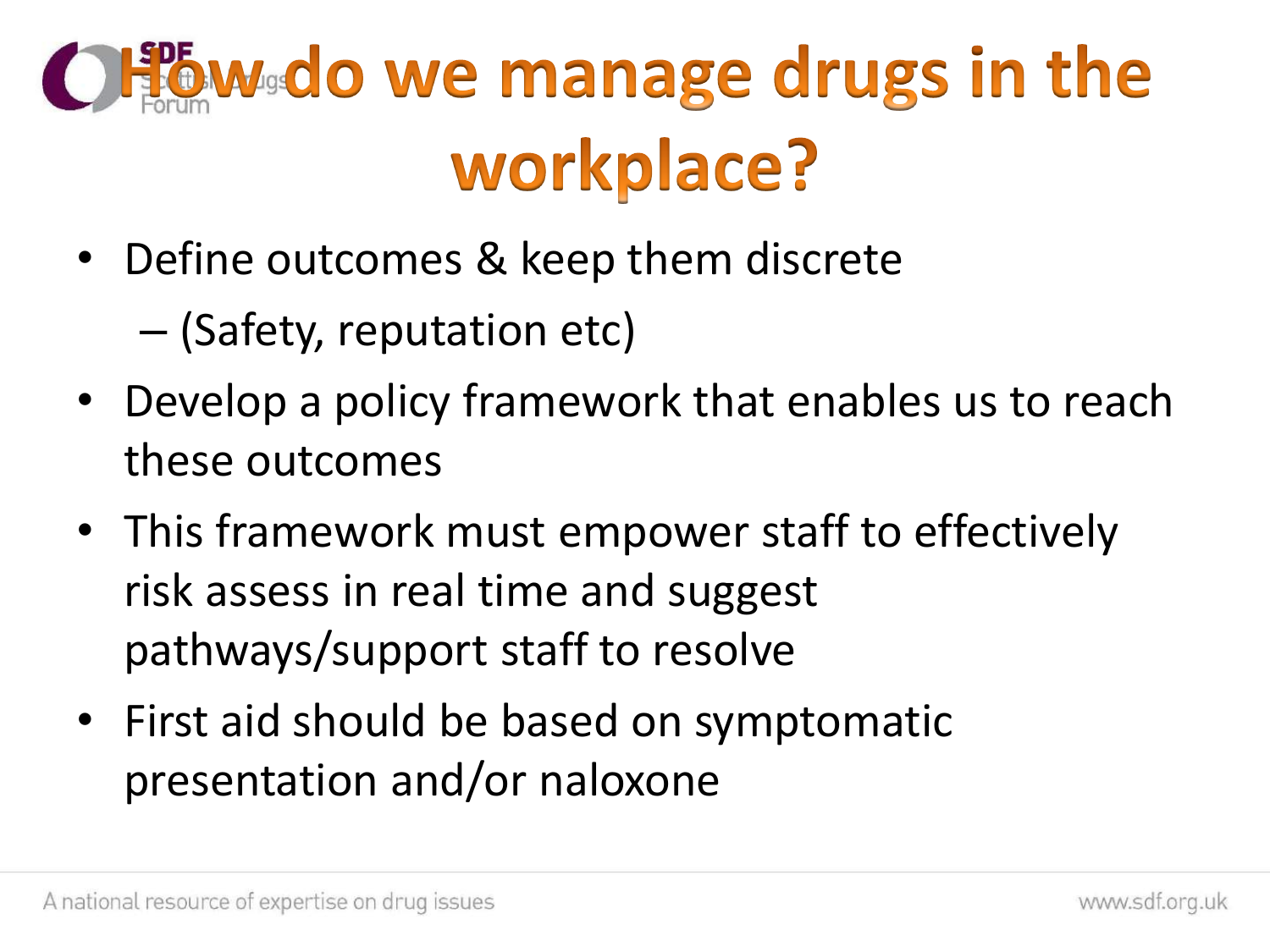# How do we manage drugs in the workplace?

- Define outcomes & keep them discrete
  - (Safety, reputation etc)
- Develop a policy framework that enables us to reach these outcomes
- This framework must empower staff to effectively risk assess in real time and suggest pathways/support staff to resolve
- First aid should be based on symptomatic presentation and/or naloxone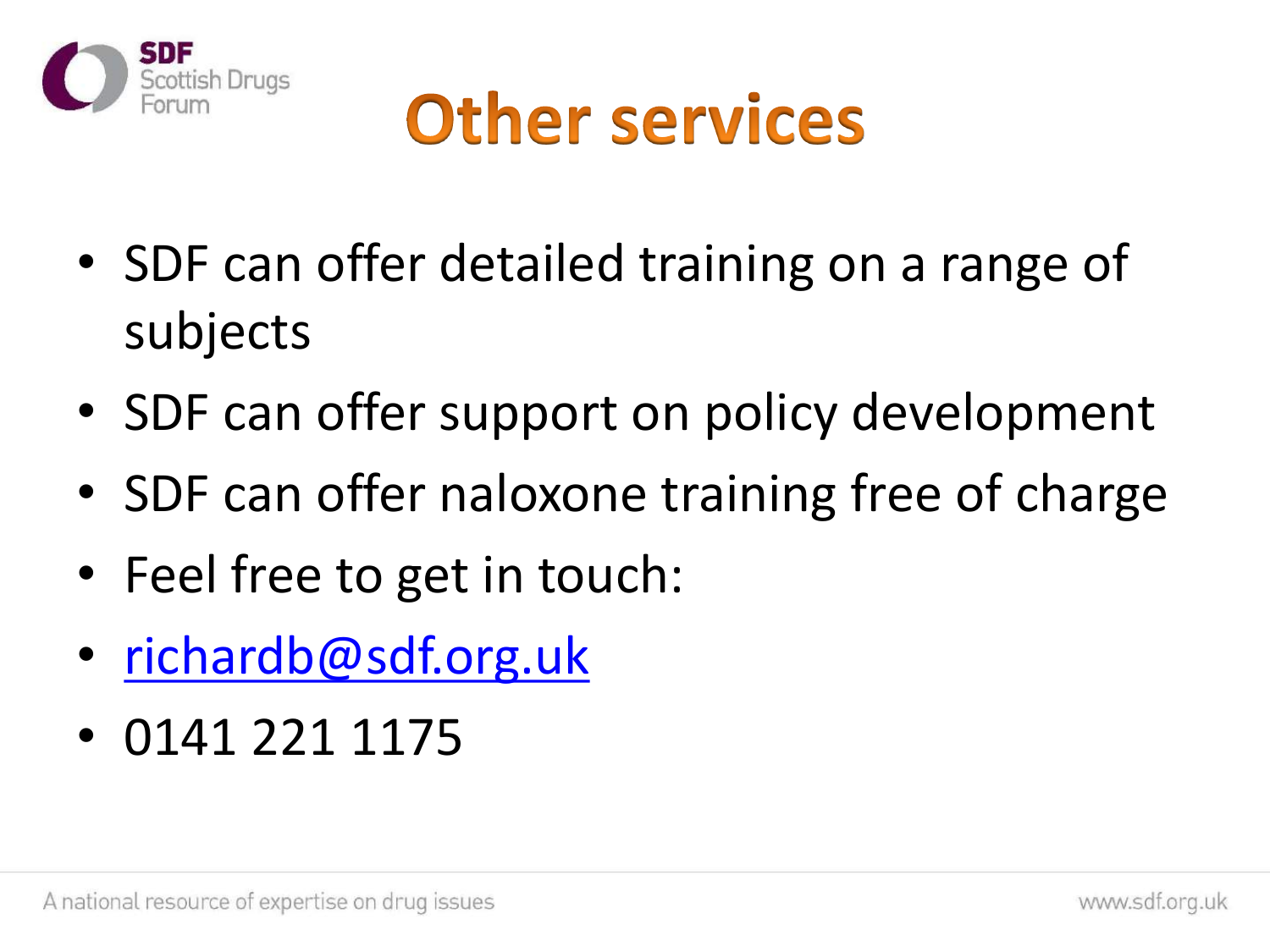# Other services

- SDF can offer detailed training on a range of subjects
- SDF can offer support on policy development
- SDF can offer naloxone training free of charge
- Feel free to get in touch:
- richardb@sdf.org.uk
- 0141 221 1175